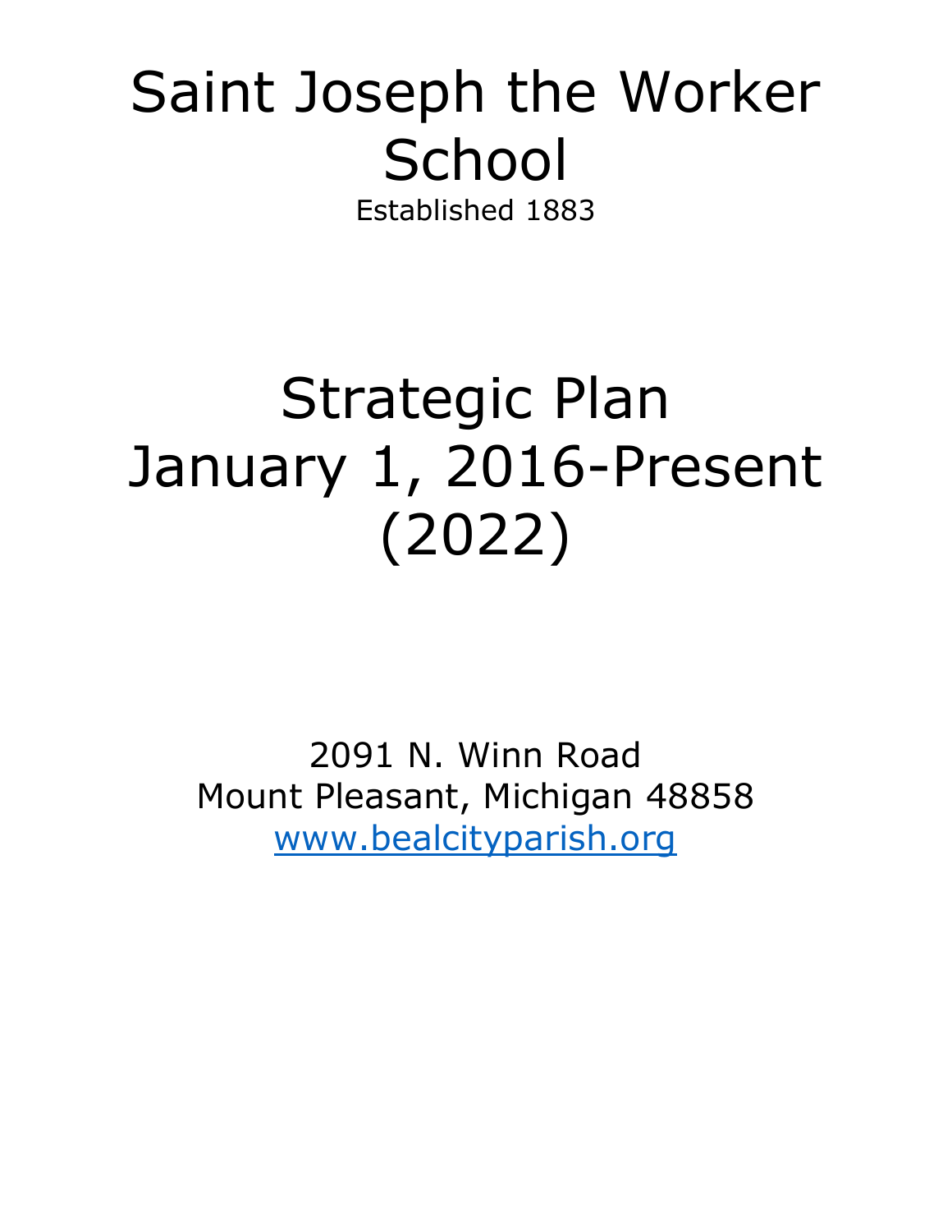# Saint Joseph the Worker School

Established 1883

# Strategic Plan
# January 1, 2016-Present (2022)

2091 N. Winn Road
Mount Pleasant, Michigan 48858
www.bealcityparish.org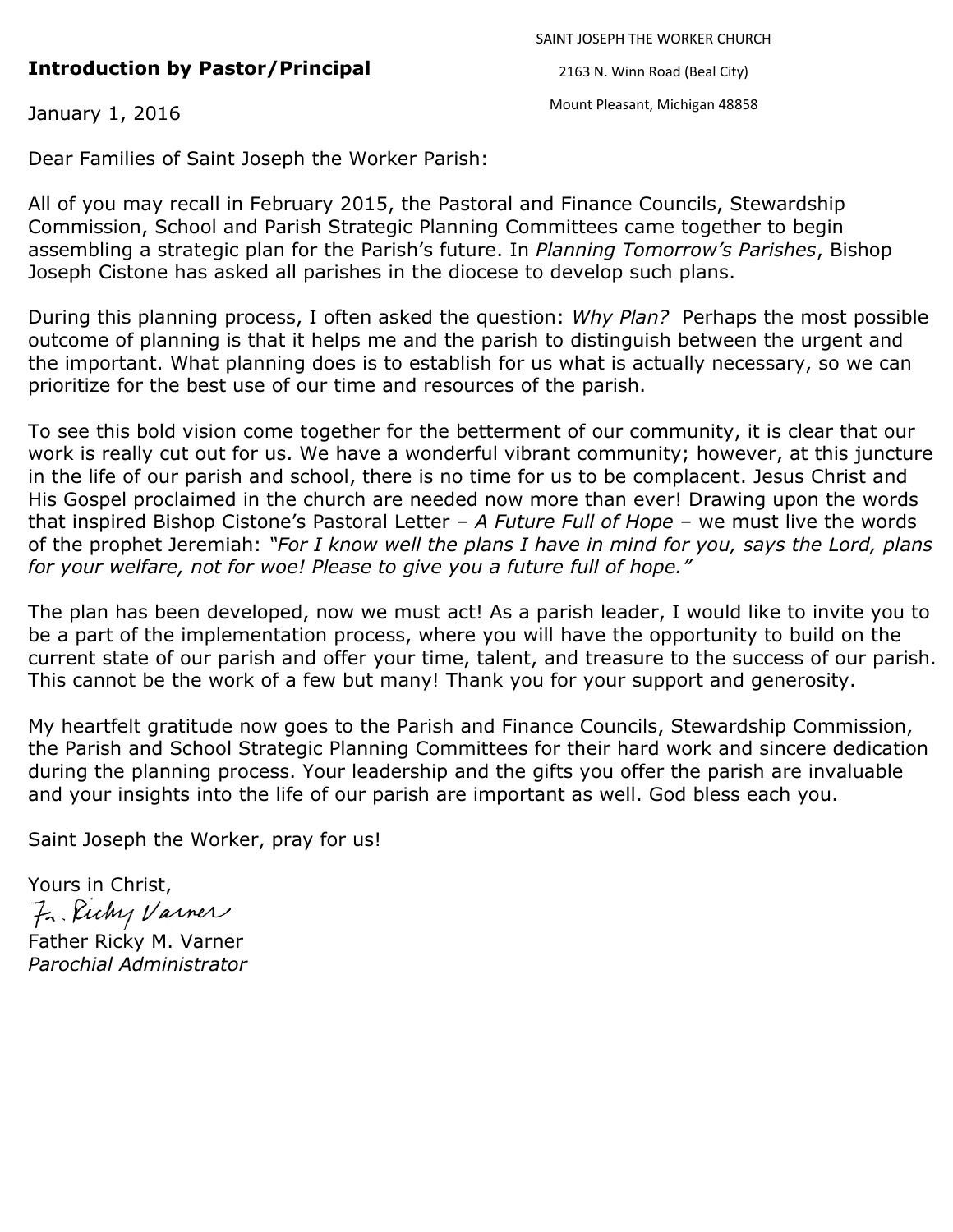SAINT JOSEPH THE WORKER CHURCH

2163 N. Winn Road (Beal City)

Mount Pleasant, Michigan 48858

**Introduction by Pastor/Principal**

January 1, 2016

Dear Families of Saint Joseph the Worker Parish:

All of you may recall in February 2015, the Pastoral and Finance Councils, Stewardship Commission, School and Parish Strategic Planning Committees came together to begin assembling a strategic plan for the Parish's future. In *Planning Tomorrow's Parishes*, Bishop Joseph Cistone has asked all parishes in the diocese to develop such plans.

During this planning process, I often asked the question: *Why Plan?* Perhaps the most possible outcome of planning is that it helps me and the parish to distinguish between the urgent and the important. What planning does is to establish for us what is actually necessary, so we can prioritize for the best use of our time and resources of the parish.

To see this bold vision come together for the betterment of our community, it is clear that our work is really cut out for us. We have a wonderful vibrant community; however, at this juncture in the life of our parish and school, there is no time for us to be complacent. Jesus Christ and His Gospel proclaimed in the church are needed now more than ever! Drawing upon the words that inspired Bishop Cistone's Pastoral Letter – *A Future Full of Hope* – we must live the words of the prophet Jeremiah: *"For I know well the plans I have in mind for you, says the Lord, plans for your welfare, not for woe! Please to give you a future full of hope."*

The plan has been developed, now we must act! As a parish leader, I would like to invite you to be a part of the implementation process, where you will have the opportunity to build on the current state of our parish and offer your time, talent, and treasure to the success of our parish. This cannot be the work of a few but many! Thank you for your support and generosity.

My heartfelt gratitude now goes to the Parish and Finance Councils, Stewardship Commission, the Parish and School Strategic Planning Committees for their hard work and sincere dedication during the planning process. Your leadership and the gifts you offer the parish are invaluable and your insights into the life of our parish are important as well. God bless each you.

Saint Joseph the Worker, pray for us!

Yours in Christ,

Fr. Ricky Varner

Father Ricky M. Varner
*Parochial Administrator*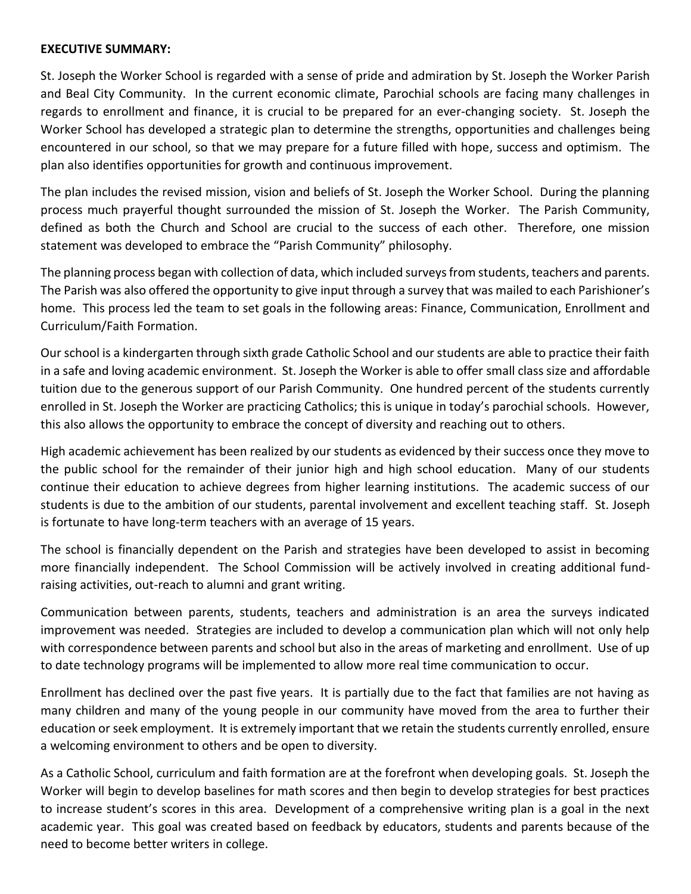**EXECUTIVE SUMMARY:**

St. Joseph the Worker School is regarded with a sense of pride and admiration by St. Joseph the Worker Parish and Beal City Community. In the current economic climate, Parochial schools are facing many challenges in regards to enrollment and finance, it is crucial to be prepared for an ever-changing society. St. Joseph the Worker School has developed a strategic plan to determine the strengths, opportunities and challenges being encountered in our school, so that we may prepare for a future filled with hope, success and optimism. The plan also identifies opportunities for growth and continuous improvement.

The plan includes the revised mission, vision and beliefs of St. Joseph the Worker School. During the planning process much prayerful thought surrounded the mission of St. Joseph the Worker. The Parish Community, defined as both the Church and School are crucial to the success of each other. Therefore, one mission statement was developed to embrace the "Parish Community" philosophy.

The planning process began with collection of data, which included surveys from students, teachers and parents. The Parish was also offered the opportunity to give input through a survey that was mailed to each Parishioner's home. This process led the team to set goals in the following areas: Finance, Communication, Enrollment and Curriculum/Faith Formation.

Our school is a kindergarten through sixth grade Catholic School and our students are able to practice their faith in a safe and loving academic environment. St. Joseph the Worker is able to offer small class size and affordable tuition due to the generous support of our Parish Community. One hundred percent of the students currently enrolled in St. Joseph the Worker are practicing Catholics; this is unique in today's parochial schools. However, this also allows the opportunity to embrace the concept of diversity and reaching out to others.

High academic achievement has been realized by our students as evidenced by their success once they move to the public school for the remainder of their junior high and high school education. Many of our students continue their education to achieve degrees from higher learning institutions. The academic success of our students is due to the ambition of our students, parental involvement and excellent teaching staff. St. Joseph is fortunate to have long-term teachers with an average of 15 years.

The school is financially dependent on the Parish and strategies have been developed to assist in becoming more financially independent. The School Commission will be actively involved in creating additional fund-raising activities, out-reach to alumni and grant writing.

Communication between parents, students, teachers and administration is an area the surveys indicated improvement was needed. Strategies are included to develop a communication plan which will not only help with correspondence between parents and school but also in the areas of marketing and enrollment. Use of up to date technology programs will be implemented to allow more real time communication to occur.

Enrollment has declined over the past five years. It is partially due to the fact that families are not having as many children and many of the young people in our community have moved from the area to further their education or seek employment. It is extremely important that we retain the students currently enrolled, ensure a welcoming environment to others and be open to diversity.

As a Catholic School, curriculum and faith formation are at the forefront when developing goals. St. Joseph the Worker will begin to develop baselines for math scores and then begin to develop strategies for best practices to increase student's scores in this area. Development of a comprehensive writing plan is a goal in the next academic year. This goal was created based on feedback by educators, students and parents because of the need to become better writers in college.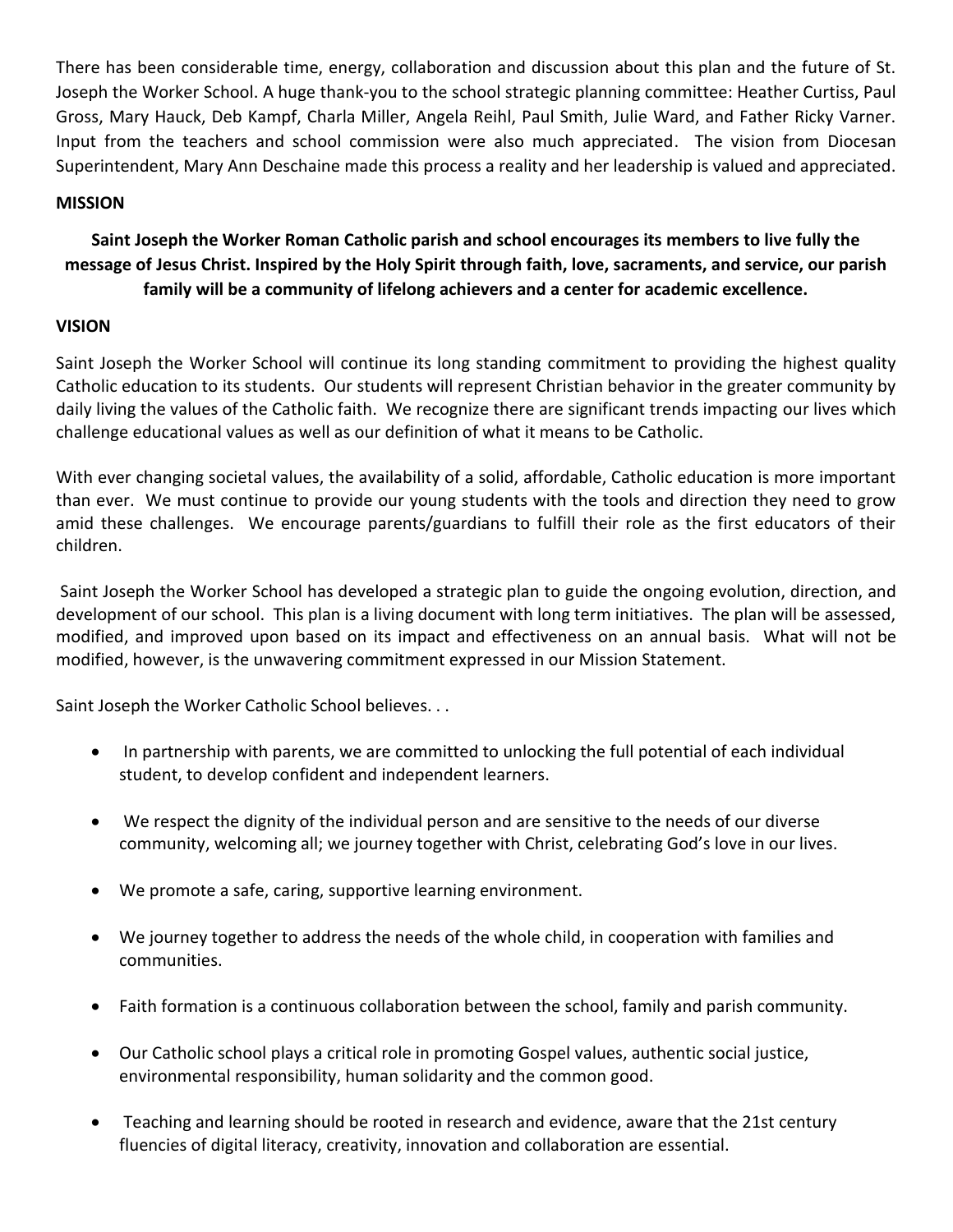There has been considerable time, energy, collaboration and discussion about this plan and the future of St. Joseph the Worker School. A huge thank-you to the school strategic planning committee: Heather Curtiss, Paul Gross, Mary Hauck, Deb Kampf, Charla Miller, Angela Reihl, Paul Smith, Julie Ward, and Father Ricky Varner. Input from the teachers and school commission were also much appreciated. The vision from Diocesan Superintendent, Mary Ann Deschaine made this process a reality and her leadership is valued and appreciated.

**MISSION**

**Saint Joseph the Worker Roman Catholic parish and school encourages its members to live fully the message of Jesus Christ. Inspired by the Holy Spirit through faith, love, sacraments, and service, our parish family will be a community of lifelong achievers and a center for academic excellence.**

**VISION**

Saint Joseph the Worker School will continue its long standing commitment to providing the highest quality Catholic education to its students. Our students will represent Christian behavior in the greater community by daily living the values of the Catholic faith. We recognize there are significant trends impacting our lives which challenge educational values as well as our definition of what it means to be Catholic.

With ever changing societal values, the availability of a solid, affordable, Catholic education is more important than ever. We must continue to provide our young students with the tools and direction they need to grow amid these challenges. We encourage parents/guardians to fulfill their role as the first educators of their children.

Saint Joseph the Worker School has developed a strategic plan to guide the ongoing evolution, direction, and development of our school. This plan is a living document with long term initiatives. The plan will be assessed, modified, and improved upon based on its impact and effectiveness on an annual basis. What will not be modified, however, is the unwavering commitment expressed in our Mission Statement.

Saint Joseph the Worker Catholic School believes. . .

- In partnership with parents, we are committed to unlocking the full potential of each individual student, to develop confident and independent learners.
- We respect the dignity of the individual person and are sensitive to the needs of our diverse community, welcoming all; we journey together with Christ, celebrating God's love in our lives.
- We promote a safe, caring, supportive learning environment.
- We journey together to address the needs of the whole child, in cooperation with families and communities.
- Faith formation is a continuous collaboration between the school, family and parish community.
- Our Catholic school plays a critical role in promoting Gospel values, authentic social justice, environmental responsibility, human solidarity and the common good.
- Teaching and learning should be rooted in research and evidence, aware that the 21st century fluencies of digital literacy, creativity, innovation and collaboration are essential.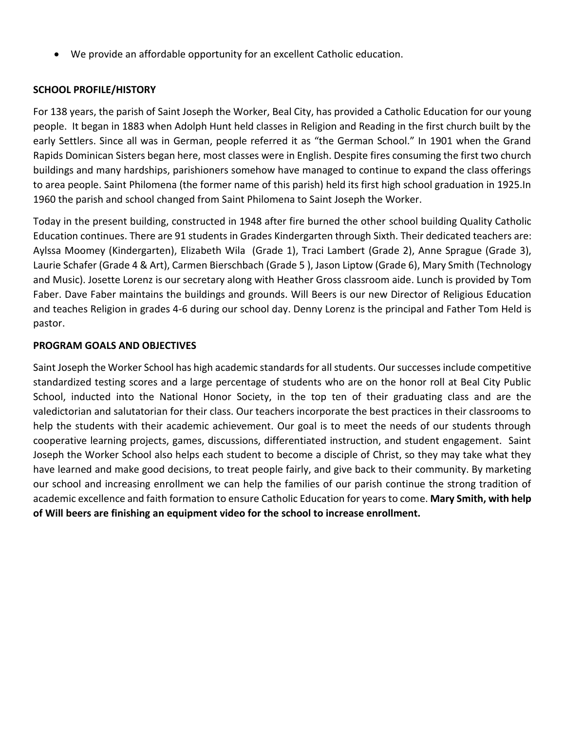- We provide an affordable opportunity for an excellent Catholic education.

## SCHOOL PROFILE/HISTORY

For 138 years, the parish of Saint Joseph the Worker, Beal City, has provided a Catholic Education for our young people. It began in 1883 when Adolph Hunt held classes in Religion and Reading in the first church built by the early Settlers. Since all was in German, people referred it as "the German School." In 1901 when the Grand Rapids Dominican Sisters began here, most classes were in English. Despite fires consuming the first two church buildings and many hardships, parishioners somehow have managed to continue to expand the class offerings to area people. Saint Philomena (the former name of this parish) held its first high school graduation in 1925.In 1960 the parish and school changed from Saint Philomena to Saint Joseph the Worker.

Today in the present building, constructed in 1948 after fire burned the other school building Quality Catholic Education continues. There are 91 students in Grades Kindergarten through Sixth. Their dedicated teachers are: Aylssa Moomey (Kindergarten), Elizabeth Wila (Grade 1), Traci Lambert (Grade 2), Anne Sprague (Grade 3), Laurie Schafer (Grade 4 & Art), Carmen Bierschbach (Grade 5 ), Jason Liptow (Grade 6), Mary Smith (Technology and Music). Josette Lorenz is our secretary along with Heather Gross classroom aide. Lunch is provided by Tom Faber. Dave Faber maintains the buildings and grounds. Will Beers is our new Director of Religious Education and teaches Religion in grades 4-6 during our school day. Denny Lorenz is the principal and Father Tom Held is pastor.

## PROGRAM GOALS AND OBJECTIVES

Saint Joseph the Worker School has high academic standards for all students. Our successes include competitive standardized testing scores and a large percentage of students who are on the honor roll at Beal City Public School, inducted into the National Honor Society, in the top ten of their graduating class and are the valedictorian and salutatorian for their class. Our teachers incorporate the best practices in their classrooms to help the students with their academic achievement. Our goal is to meet the needs of our students through cooperative learning projects, games, discussions, differentiated instruction, and student engagement. Saint Joseph the Worker School also helps each student to become a disciple of Christ, so they may take what they have learned and make good decisions, to treat people fairly, and give back to their community. By marketing our school and increasing enrollment we can help the families of our parish continue the strong tradition of academic excellence and faith formation to ensure Catholic Education for years to come. **Mary Smith, with help of Will beers are finishing an equipment video for the school to increase enrollment.**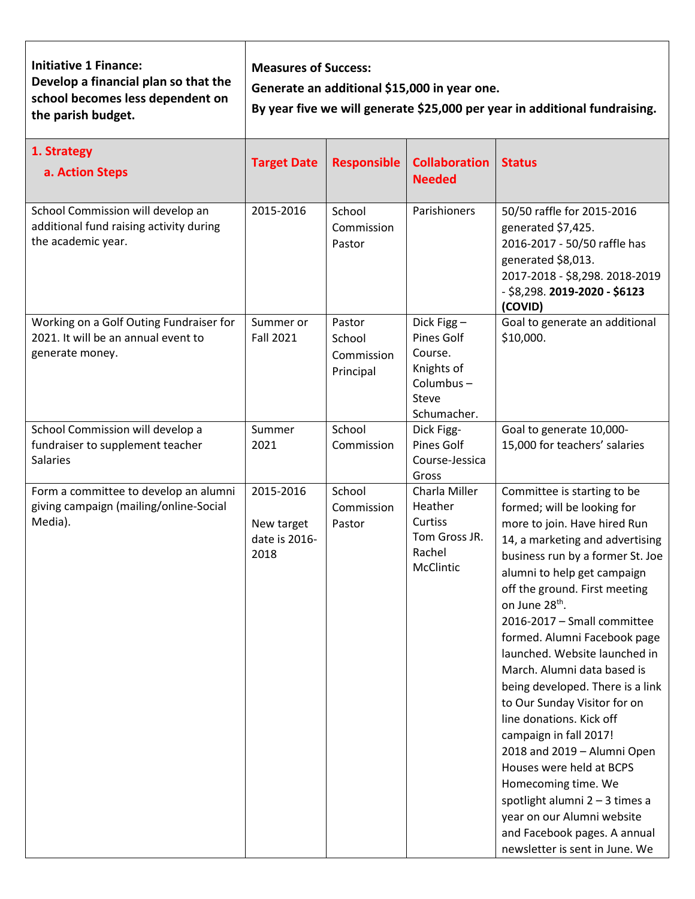| **Initiative 1 Finance: Develop a financial plan so that the school becomes less dependent on the parish budget.** | **Measures of Success: Generate an additional $15,000 in year one. By year five we will generate $25,000 per year in additional fundraising.** | | | |
|---|---|---|---|---|
| **1. Strategy a. Action Steps** | **Target Date** | **Responsible** | **Collaboration Needed** | **Status** |
| School Commission will develop an additional fund raising activity during the academic year. | 2015-2016 | School Commission Pastor | Parishioners | 50/50 raffle for 2015-2016 generated $7,425. 2016-2017 - 50/50 raffle has generated $8,013. 2017-2018 - $8,298. 2018-2019 - $8,298. **2019-2020 - $6123 (COVID)** |
| Working on a Golf Outing Fundraiser for 2021. It will be an annual event to generate money. | Summer or Fall 2021 | Pastor School Commission Principal | Dick Figg – Pines Golf Course. Knights of Columbus – Steve Schumacher. | Goal to generate an additional $10,000. |
| School Commission will develop a fundraiser to supplement teacher Salaries | Summer 2021 | School Commission | Dick Figg- Pines Golf Course-Jessica Gross | Goal to generate 10,000-15,000 for teachers' salaries |
| Form a committee to develop an alumni giving campaign (mailing/online-Social Media). | 2015-2016 New target date is 2016-2018 | School Commission Pastor | Charla Miller Heather Curtiss Tom Gross JR. Rachel McClintic | Committee is starting to be formed; will be looking for more to join. Have hired Run 14, a marketing and advertising business run by a former St. Joe alumni to help get campaign off the ground. First meeting on June 28th. 2016-2017 – Small committee formed. Alumni Facebook page launched. Website launched in March. Alumni data based is being developed. There is a link to Our Sunday Visitor for on line donations. Kick off campaign in fall 2017! 2018 and 2019 – Alumni Open Houses were held at BCPS Homecoming time. We spotlight alumni 2 – 3 times a year on our Alumni website and Facebook pages. A annual newsletter is sent in June. We |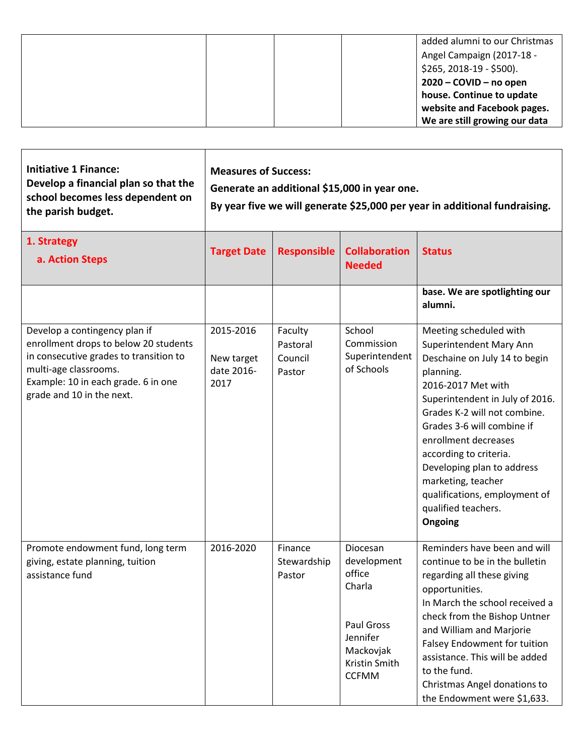|  |  |  |  | added alumni to our Christmas Angel Campaign (2017-18 - $265, 2018-19 - $500). **2020 – COVID – no open house. Continue to update website and Facebook pages. We are still growing our data** |
|---|---|---|---|---|

| **Initiative 1 Finance: Develop a financial plan so that the school becomes less dependent on the parish budget.** | **Measures of Success:** **Generate an additional $15,000 in year one.** **By year five we will generate $25,000 per year in additional fundraising.** | | | |
|---|---|---|---|---|
| **1. Strategy** **a. Action Steps** | **Target Date** | **Responsible** | **Collaboration Needed** | **Status** |
|  |  |  |  | **base. We are spotlighting our alumni.** |
| Develop a contingency plan if enrollment drops to below 20 students in consecutive grades to transition to multi-age classrooms. Example: 10 in each grade. 6 in one grade and 10 in the next. | 2015-2016 New target date 2016-2017 | Faculty Pastoral Council Pastor | School Commission Superintendent of Schools | Meeting scheduled with Superintendent Mary Ann Deschaine on July 14 to begin planning. 2016-2017 Met with Superintendent in July of 2016. Grades K-2 will not combine. Grades 3-6 will combine if enrollment decreases according to criteria. Developing plan to address marketing, teacher qualifications, employment of qualified teachers. **Ongoing** |
| Promote endowment fund, long term giving, estate planning, tuition assistance fund | 2016-2020 | Finance Stewardship Pastor | Diocesan development office Charla Paul Gross Jennifer Mackovjak Kristin Smith CCFMM | Reminders have been and will continue to be in the bulletin regarding all these giving opportunities. In March the school received a check from the Bishop Untner and William and Marjorie Falsey Endowment for tuition assistance. This will be added to the fund. Christmas Angel donations to the Endowment were $1,633. |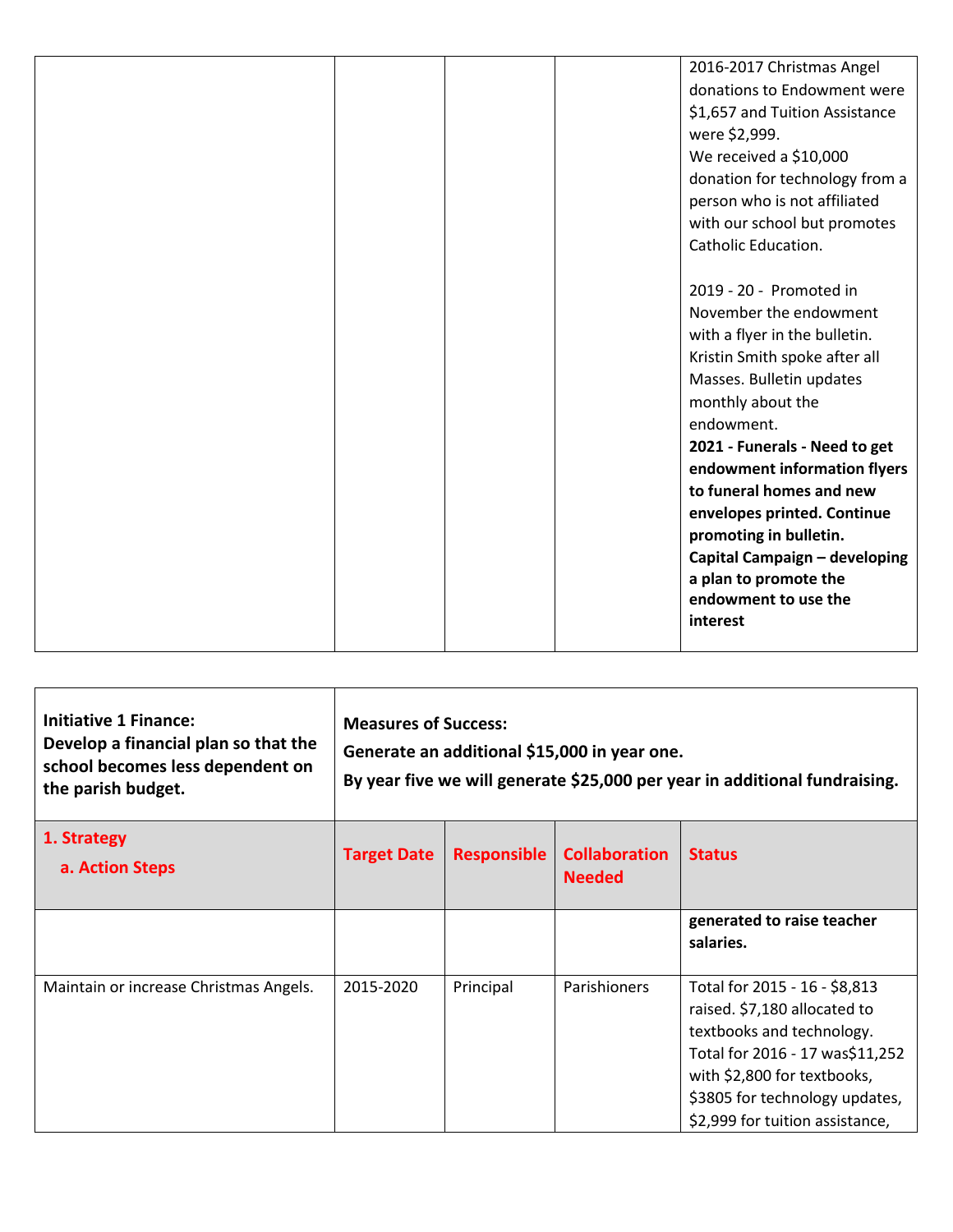| | | | | |
|---|---|---|---|---|
| | | | | 2016-2017 Christmas Angel donations to Endowment were $1,657 and Tuition Assistance were $2,999.<br>We received a $10,000 donation for technology from a person who is not affiliated with our school but promotes Catholic Education.<br><br>2019 - 20 - Promoted in November the endowment with a flyer in the bulletin. Kristin Smith spoke after all Masses. Bulletin updates monthly about the endowment.<br>**2021 - Funerals - Need to get endowment information flyers to funeral homes and new envelopes printed. Continue promoting in bulletin.**<br>**Capital Campaign – developing a plan to promote the endowment to use the interest** |

| **Initiative 1 Finance:**<br>**Develop a financial plan so that the school becomes less dependent on the parish budget.** | **Measures of Success:**<br>**Generate an additional $15,000 in year one.**<br>**By year five we will generate $25,000 per year in additional fundraising.** | | | |
|---|---|---|---|---|
| **1. Strategy**<br>**a. Action Steps** | **Target Date** | **Responsible** | **Collaboration Needed** | **Status** |
| | | | | **generated to raise teacher salaries.** |
| Maintain or increase Christmas Angels. | 2015-2020 | Principal | Parishioners | Total for 2015 - 16 - $8,813 raised. $7,180 allocated to textbooks and technology.<br>Total for 2016 - 17 was$11,252 with $2,800 for textbooks, $3805 for technology updates, $2,999 for tuition assistance, |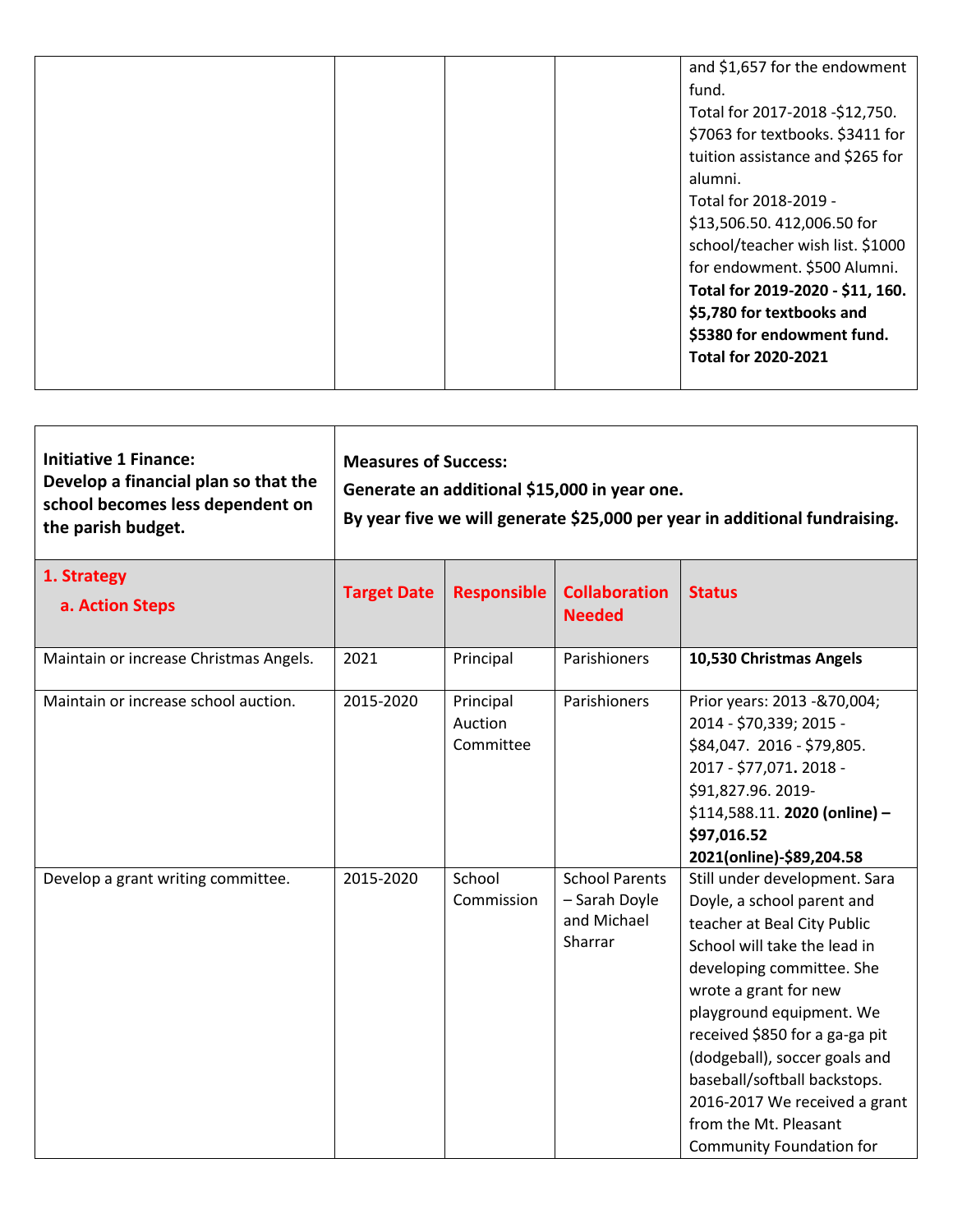| | | | | |
|---|---|---|---|---|
| | | | | and $1,657 for the endowment fund.<br>Total for 2017-2018 -$12,750. $7063 for textbooks. $3411 for tuition assistance and $265 for alumni.<br>Total for 2018-2019 - $13,506.50. 412,006.50 for school/teacher wish list. $1000 for endowment. $500 Alumni.<br>**Total for 2019-2020 - $11, 160. $5,780 for textbooks and $5380 for endowment fund.**<br>**Total for 2020-2021** |

| **Initiative 1 Finance:**<br>**Develop a financial plan so that the school becomes less dependent on the parish budget.** | **Measures of Success:**<br>**Generate an additional $15,000 in year one.**<br>**By year five we will generate $25,000 per year in additional fundraising.** | | | |
|---|---|---|---|---|
| **1. Strategy**<br>**a. Action Steps** | **Target Date** | **Responsible** | **Collaboration Needed** | **Status** |
| Maintain or increase Christmas Angels. | 2021 | Principal | Parishioners | **10,530 Christmas Angels** |
| Maintain or increase school auction. | 2015-2020 | Principal<br>Auction Committee | Parishioners | Prior years: 2013 -&70,004; 2014 - $70,339; 2015 - $84,047. 2016 - $79,805. 2017 - $77,071**.** 2018 - $91,827.96. 2019- $114,588.11. **2020 (online) – $97,016.52**<br>**2021(online)-$89,204.58** |
| Develop a grant writing committee. | 2015-2020 | School Commission | School Parents – Sarah Doyle and Michael Sharrar | Still under development. Sara Doyle, a school parent and teacher at Beal City Public School will take the lead in developing committee. She wrote a grant for new playground equipment. We received $850 for a ga-ga pit (dodgeball), soccer goals and baseball/softball backstops. 2016-2017 We received a grant from the Mt. Pleasant Community Foundation for |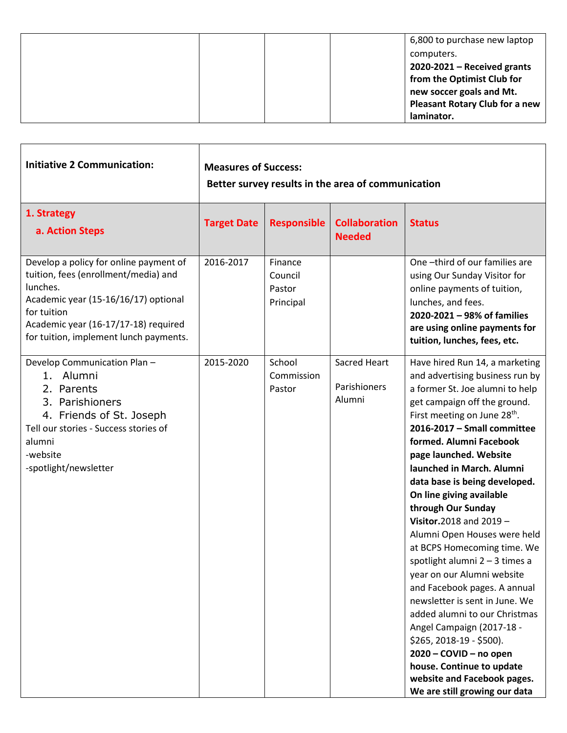| | | | | 6,800 to purchase new laptop computers.<br>**2020-2021 – Received grants from the Optimist Club for new soccer goals and Mt. Pleasant Rotary Club for a new laminator.** |
|---|---|---|---|---|

| **Initiative 2 Communication:** | **Measures of Success:**<br>**Better survey results in the area of communication** | | | |
|---|---|---|---|---|
| **1. Strategy**<br>**a. Action Steps** | **Target Date** | **Responsible** | **Collaboration Needed** | **Status** |
| Develop a policy for online payment of tuition, fees (enrollment/media) and lunches.<br>Academic year (15-16/16/17) optional for tuition<br>Academic year (16-17/17-18) required for tuition, implement lunch payments. | 2016-2017 | Finance Council<br>Pastor<br>Principal | | One –third of our families are using Our Sunday Visitor for online payments of tuition, lunches, and fees.<br>**2020-2021 – 98% of families are using online payments for tuition, lunches, fees, etc.** |
| Develop Communication Plan –<br>1. Alumni<br>2. Parents<br>3. Parishioners<br>4. Friends of St. Joseph<br>Tell our stories - Success stories of alumni<br>-website<br>-spotlight/newsletter | 2015-2020 | School Commission<br>Pastor | Sacred Heart<br>Parishioners<br>Alumni | Have hired Run 14, a marketing and advertising business run by a former St. Joe alumni to help get campaign off the ground. First meeting on June 28th.<br>**2016-2017 – Small committee formed. Alumni Facebook page launched. Website launched in March. Alumni data base is being developed. On line giving available through Our Sunday Visitor.** 2018 and 2019 – Alumni Open Houses were held at BCPS Homecoming time. We spotlight alumni 2 – 3 times a year on our Alumni website and Facebook pages. A annual newsletter is sent in June. We added alumni to our Christmas Angel Campaign (2017-18 - $265, 2018-19 - $500).<br>**2020 – COVID – no open house. Continue to update website and Facebook pages. We are still growing our data** |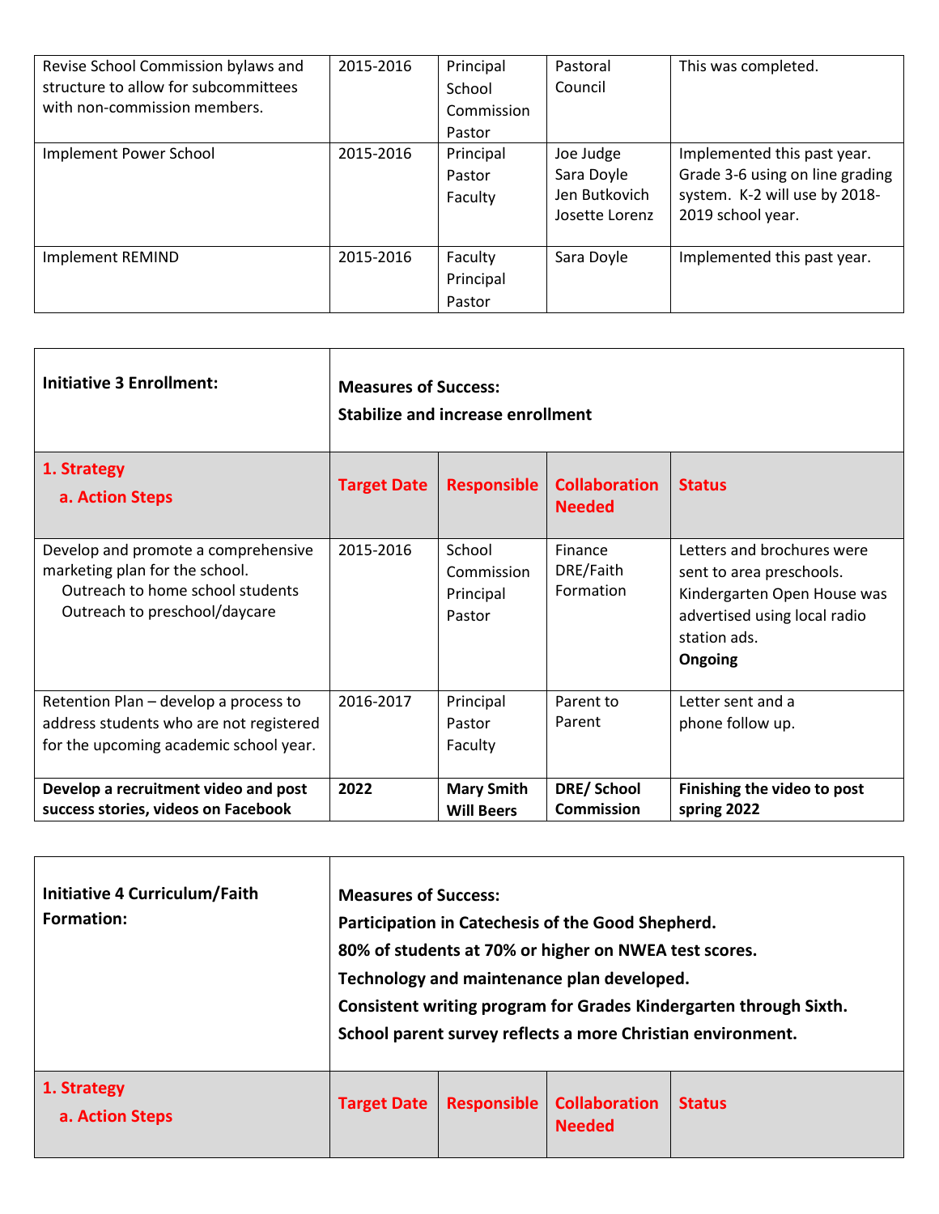| | | | | |
|---|---|---|---|---|
| Revise School Commission bylaws and structure to allow for subcommittees with non-commission members. | 2015-2016 | Principal<br>School Commission<br>Pastor | Pastoral Council | This was completed. |
| Implement Power School | 2015-2016 | Principal<br>Pastor<br>Faculty | Joe Judge<br>Sara Doyle<br>Jen Butkovich<br>Josette Lorenz | Implemented this past year. Grade 3-6 using on line grading system. K-2 will use by 2018-2019 school year. |
| Implement REMIND | 2015-2016 | Faculty<br>Principal<br>Pastor | Sara Doyle | Implemented this past year. |

| **Initiative 3 Enrollment:** | **Measures of Success:**<br>**Stabilize and increase enrollment** | | | |
|---|---|---|---|---|
| **1. Strategy**<br>**a. Action Steps** | **Target Date** | **Responsible** | **Collaboration Needed** | **Status** |
| Develop and promote a comprehensive marketing plan for the school.<br>Outreach to home school students<br>Outreach to preschool/daycare | 2015-2016 | School Commission<br>Principal<br>Pastor | Finance<br>DRE/Faith Formation | Letters and brochures were sent to area preschools. Kindergarten Open House was advertised using local radio station ads.<br>**Ongoing** |
| Retention Plan – develop a process to address students who are not registered for the upcoming academic school year. | 2016-2017 | Principal<br>Pastor<br>Faculty | Parent to Parent | Letter sent and a phone follow up. |
| **Develop a recruitment video and post success stories, videos on Facebook** | **2022** | **Mary Smith**<br>**Will Beers** | **DRE/ School Commission** | **Finishing the video to post spring 2022** |

| **Initiative 4 Curriculum/Faith Formation:** | **Measures of Success:**<br>**Participation in Catechesis of the Good Shepherd.**<br>**80% of students at 70% or higher on NWEA test scores.**<br>**Technology and maintenance plan developed.**<br>**Consistent writing program for Grades Kindergarten through Sixth.**<br>**School parent survey reflects a more Christian environment.** | | | |
|---|---|---|---|---|
| **1. Strategy**<br>**a. Action Steps** | **Target Date** | **Responsible** | **Collaboration Needed** | **Status** |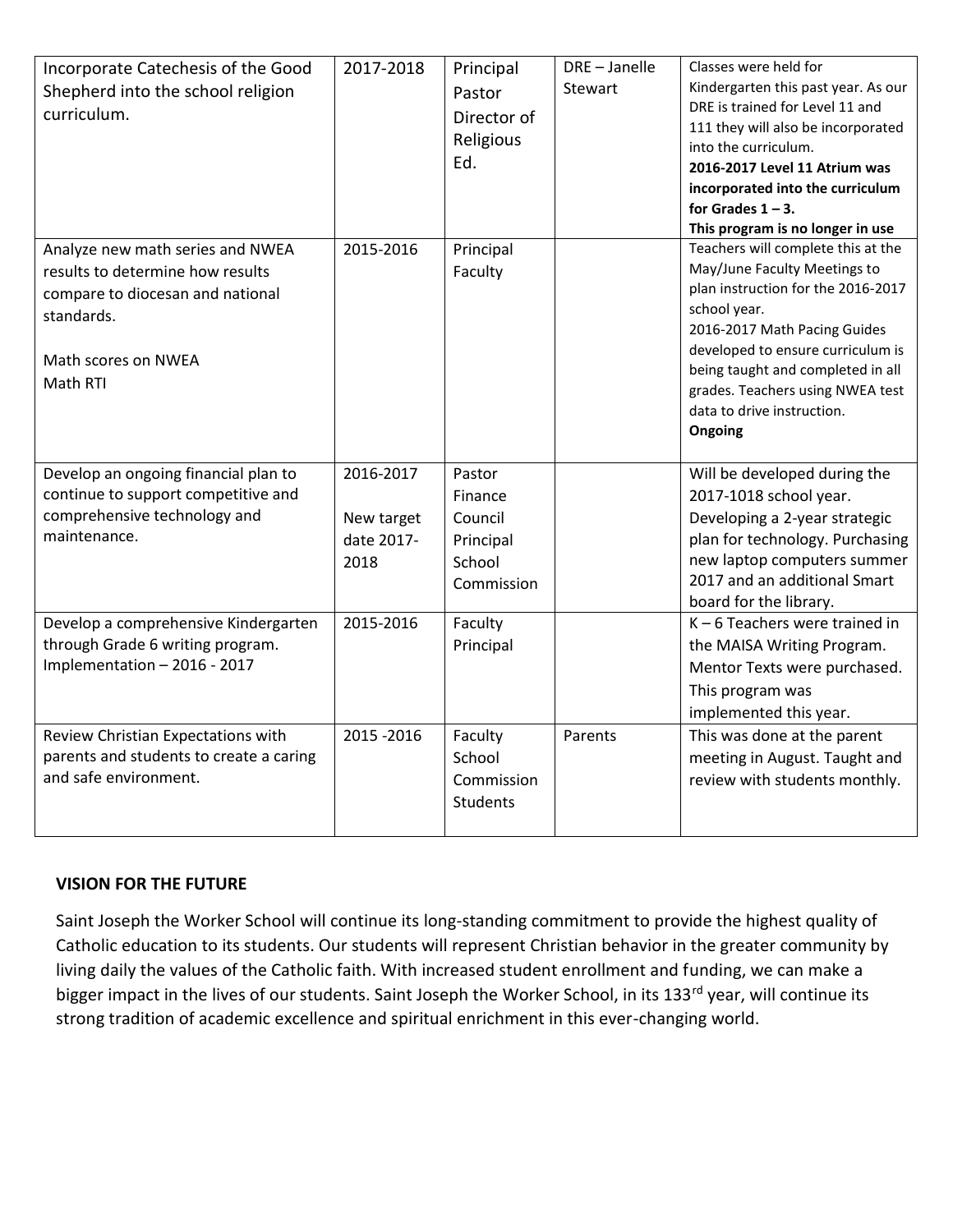| | | | | |
|---|---|---|---|---|
| Incorporate Catechesis of the Good Shepherd into the school religion curriculum. | 2017-2018 | Principal Pastor Director of Religious Ed. | DRE – Janelle Stewart | Classes were held for Kindergarten this past year. As our DRE is trained for Level 11 and 111 they will also be incorporated into the curriculum. **2016-2017 Level 11 Atrium was incorporated into the curriculum for Grades 1 – 3.** **This program is no longer in use** |
| Analyze new math series and NWEA results to determine how results compare to diocesan and national standards. Math scores on NWEA Math RTI | 2015-2016 | Principal Faculty | | Teachers will complete this at the May/June Faculty Meetings to plan instruction for the 2016-2017 school year. 2016-2017 Math Pacing Guides developed to ensure curriculum is being taught and completed in all grades. Teachers using NWEA test data to drive instruction. **Ongoing** |
| Develop an ongoing financial plan to continue to support competitive and comprehensive technology and maintenance. | 2016-2017 New target date 2017-2018 | Pastor Finance Council Principal School Commission | | Will be developed during the 2017-1018 school year. Developing a 2-year strategic plan for technology. Purchasing new laptop computers summer 2017 and an additional Smart board for the library. |
| Develop a comprehensive Kindergarten through Grade 6 writing program. Implementation – 2016 - 2017 | 2015-2016 | Faculty Principal | | K – 6 Teachers were trained in the MAISA Writing Program. Mentor Texts were purchased. This program was implemented this year. |
| Review Christian Expectations with parents and students to create a caring and safe environment. | 2015 -2016 | Faculty School Commission Students | Parents | This was done at the parent meeting in August. Taught and review with students monthly. |

**VISION FOR THE FUTURE**

Saint Joseph the Worker School will continue its long-standing commitment to provide the highest quality of Catholic education to its students. Our students will represent Christian behavior in the greater community by living daily the values of the Catholic faith. With increased student enrollment and funding, we can make a bigger impact in the lives of our students. Saint Joseph the Worker School, in its 133rd year, will continue its strong tradition of academic excellence and spiritual enrichment in this ever-changing world.